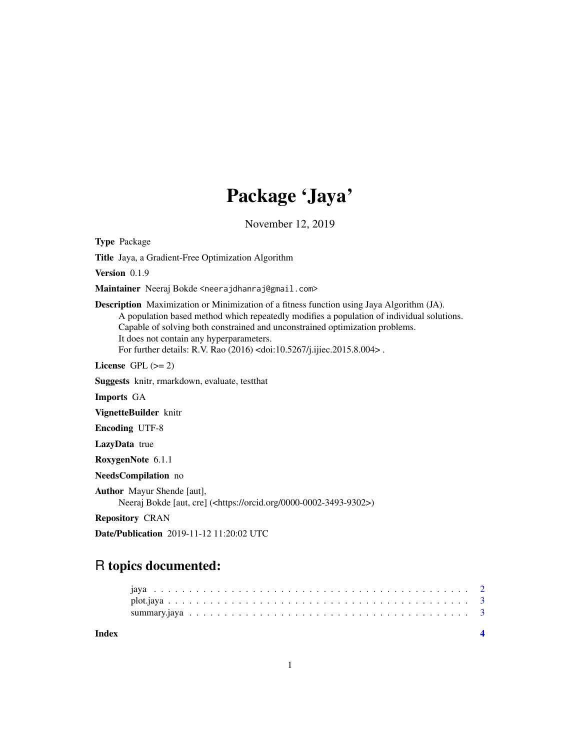# Package 'Jaya'

November 12, 2019

**Type** Package

**Title** Jaya, a Gradient-Free Optimization Algorithm

**Version** 0.1.9

**Maintainer** Neeraj Bokde <neerajdhanraj@gmail.com>

**Description** Maximization or Minimization of a fitness function using Jaya Algorithm (JA).
A population based method which repeatedly modifies a population of individual solutions.
Capable of solving both constrained and unconstrained optimization problems.
It does not contain any hyperparameters.
For further details: R.V. Rao (2016) <doi:10.5267/j.ijiec.2015.8.004> .

**License** GPL (>= 2)

**Suggests** knitr, rmarkdown, evaluate, testthat

**Imports** GA

**VignetteBuilder** knitr

**Encoding** UTF-8

**LazyData** true

**RoxygenNote** 6.1.1

**NeedsCompilation** no

**Author** Mayur Shende [aut],
Neeraj Bokde [aut, cre] (<https://orcid.org/0000-0002-3493-9302>)

**Repository** CRAN

**Date/Publication** 2019-11-12 11:20:02 UTC

## R topics documented:

jaya . . . . . . . . . . . . . . . . . . . . . . . . . . . . . . . . . . . . . . . . . . . . 2
plot.jaya . . . . . . . . . . . . . . . . . . . . . . . . . . . . . . . . . . . . . . . . . 3
summary.jaya . . . . . . . . . . . . . . . . . . . . . . . . . . . . . . . . . . . . . . 3

**Index** **4**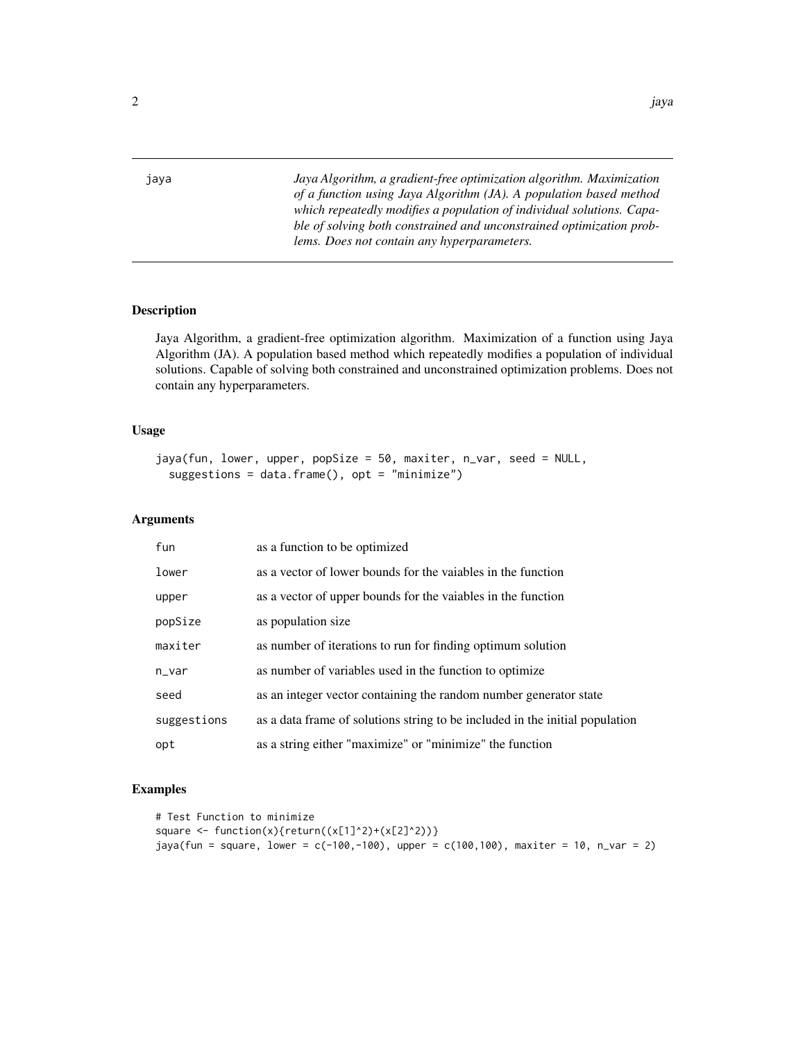jaya *Jaya Algorithm, a gradient-free optimization algorithm. Maximization of a function using Jaya Algorithm (JA). A population based method which repeatedly modifies a population of individual solutions. Capable of solving both constrained and unconstrained optimization problems. Does not contain any hyperparameters.*

## Description

Jaya Algorithm, a gradient-free optimization algorithm. Maximization of a function using Jaya Algorithm (JA). A population based method which repeatedly modifies a population of individual solutions. Capable of solving both constrained and unconstrained optimization problems. Does not contain any hyperparameters.

## Usage

```
jaya(fun, lower, upper, popSize = 50, maxiter, n_var, seed = NULL,
  suggestions = data.frame(), opt = "minimize")
```

## Arguments

| | |
|---|---|
| fun | as a function to be optimized |
| lower | as a vector of lower bounds for the vaiables in the function |
| upper | as a vector of upper bounds for the vaiables in the function |
| popSize | as population size |
| maxiter | as number of iterations to run for finding optimum solution |
| n_var | as number of variables used in the function to optimize |
| seed | as an integer vector containing the random number generator state |
| suggestions | as a data frame of solutions string to be included in the initial population |
| opt | as a string either "maximize" or "minimize" the function |

## Examples

```
# Test Function to minimize
square <- function(x){return((x[1]^2)+(x[2]^2))}
jaya(fun = square, lower = c(-100,-100), upper = c(100,100), maxiter = 10, n_var = 2)
```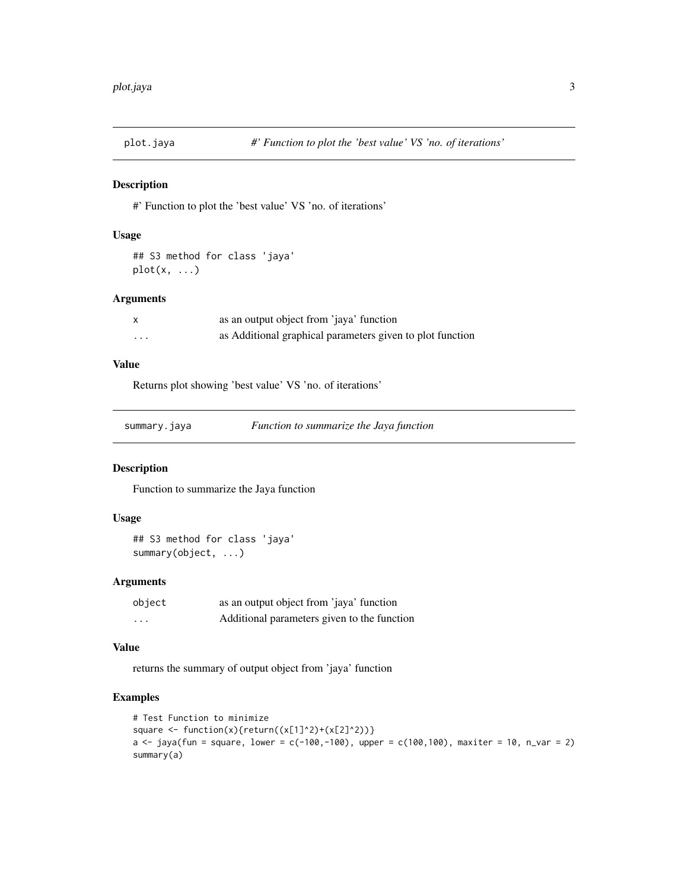## plot.jaya — *#' Function to plot the 'best value' VS 'no. of iterations'*

### Description

#' Function to plot the 'best value' VS 'no. of iterations'

### Usage

```
## S3 method for class 'jaya'
plot(x, ...)
```

### Arguments

| | |
|---|---|
| x | as an output object from 'jaya' function |
| ... | as Additional graphical parameters given to plot function |

### Value

Returns plot showing 'best value' VS 'no. of iterations'

## summary.jaya — *Function to summarize the Jaya function*

### Description

Function to summarize the Jaya function

### Usage

```
## S3 method for class 'jaya'
summary(object, ...)
```

### Arguments

| | |
|---|---|
| object | as an output object from 'jaya' function |
| ... | Additional parameters given to the function |

### Value

returns the summary of output object from 'jaya' function

### Examples

```
# Test Function to minimize
square <- function(x){return((x[1]^2)+(x[2]^2))}
a <- jaya(fun = square, lower = c(-100,-100), upper = c(100,100), maxiter = 10, n_var = 2)
summary(a)
```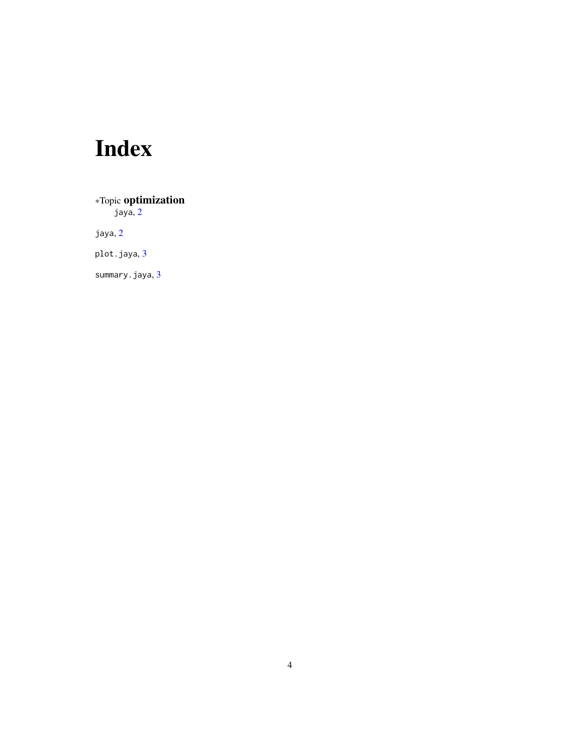# Index

∗Topic **optimization**
    jaya, 2

jaya, 2

plot.jaya, 3

summary.jaya, 3